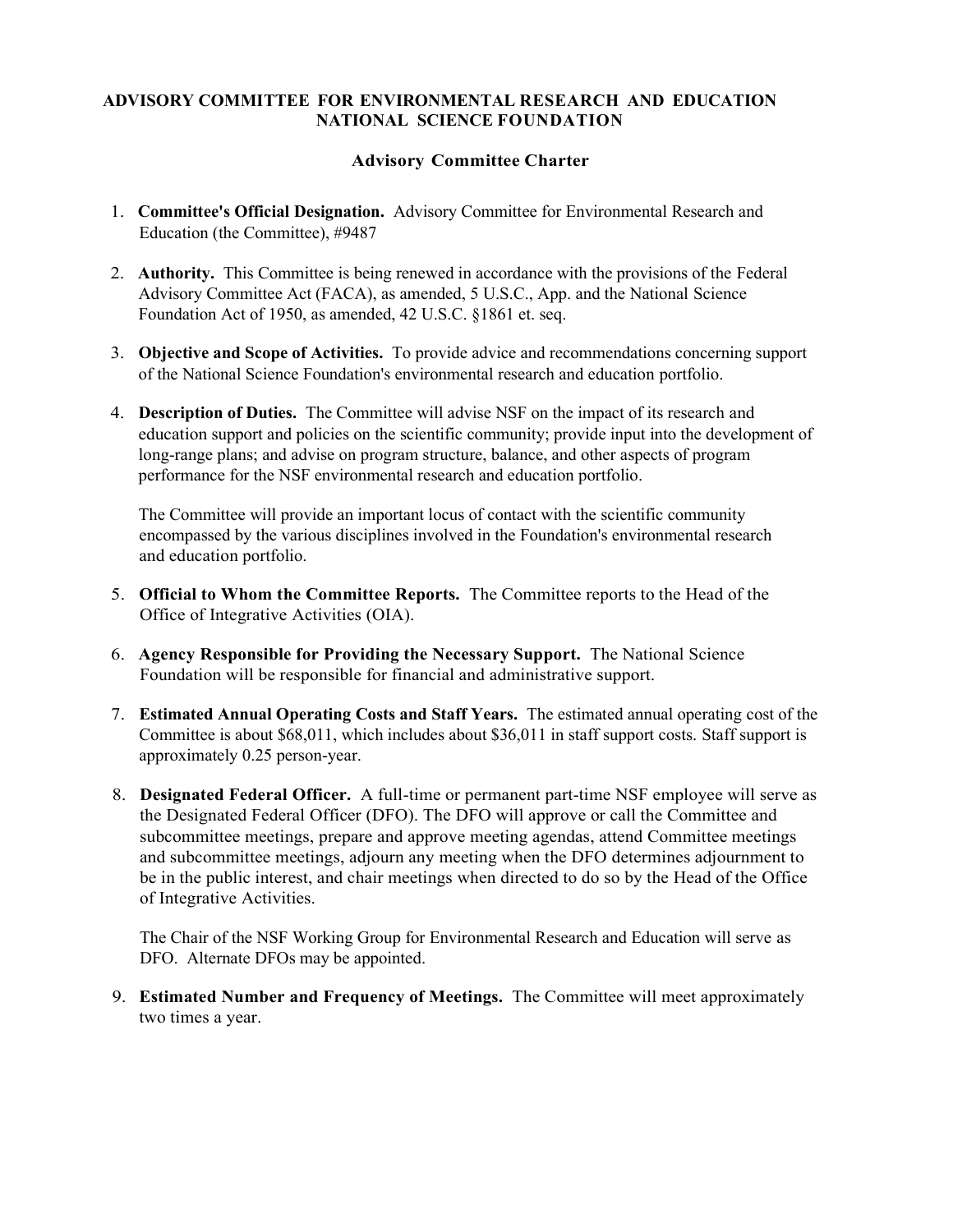# ADVISORY COMMITTEE FOR ENVIRONMENTAL RESEARCH AND EDUCATION NATIONAL SCIENCE FOUNDATION

## Advisory Committee Charter

1. **Committee's Official Designation.** Advisory Committee for Environmental Research and Education (the Committee), #9487

2. **Authority.** This Committee is being renewed in accordance with the provisions of the Federal Advisory Committee Act (FACA), as amended, 5 U.S.C., App. and the National Science Foundation Act of 1950, as amended, 42 U.S.C. §1861 et. seq.

3. **Objective and Scope of Activities.** To provide advice and recommendations concerning support of the National Science Foundation's environmental research and education portfolio.

4. **Description of Duties.** The Committee will advise NSF on the impact of its research and education support and policies on the scientific community; provide input into the development of long-range plans; and advise on program structure, balance, and other aspects of program performance for the NSF environmental research and education portfolio.

   The Committee will provide an important locus of contact with the scientific community encompassed by the various disciplines involved in the Foundation's environmental research and education portfolio.

5. **Official to Whom the Committee Reports.** The Committee reports to the Head of the Office of Integrative Activities (OIA).

6. **Agency Responsible for Providing the Necessary Support.** The National Science Foundation will be responsible for financial and administrative support.

7. **Estimated Annual Operating Costs and Staff Years.** The estimated annual operating cost of the Committee is about $68,011, which includes about $36,011 in staff support costs. Staff support is approximately 0.25 person-year.

8. **Designated Federal Officer.** A full-time or permanent part-time NSF employee will serve as the Designated Federal Officer (DFO). The DFO will approve or call the Committee and subcommittee meetings, prepare and approve meeting agendas, attend Committee meetings and subcommittee meetings, adjourn any meeting when the DFO determines adjournment to be in the public interest, and chair meetings when directed to do so by the Head of the Office of Integrative Activities.

   The Chair of the NSF Working Group for Environmental Research and Education will serve as DFO. Alternate DFOs may be appointed.

9. **Estimated Number and Frequency of Meetings.** The Committee will meet approximately two times a year.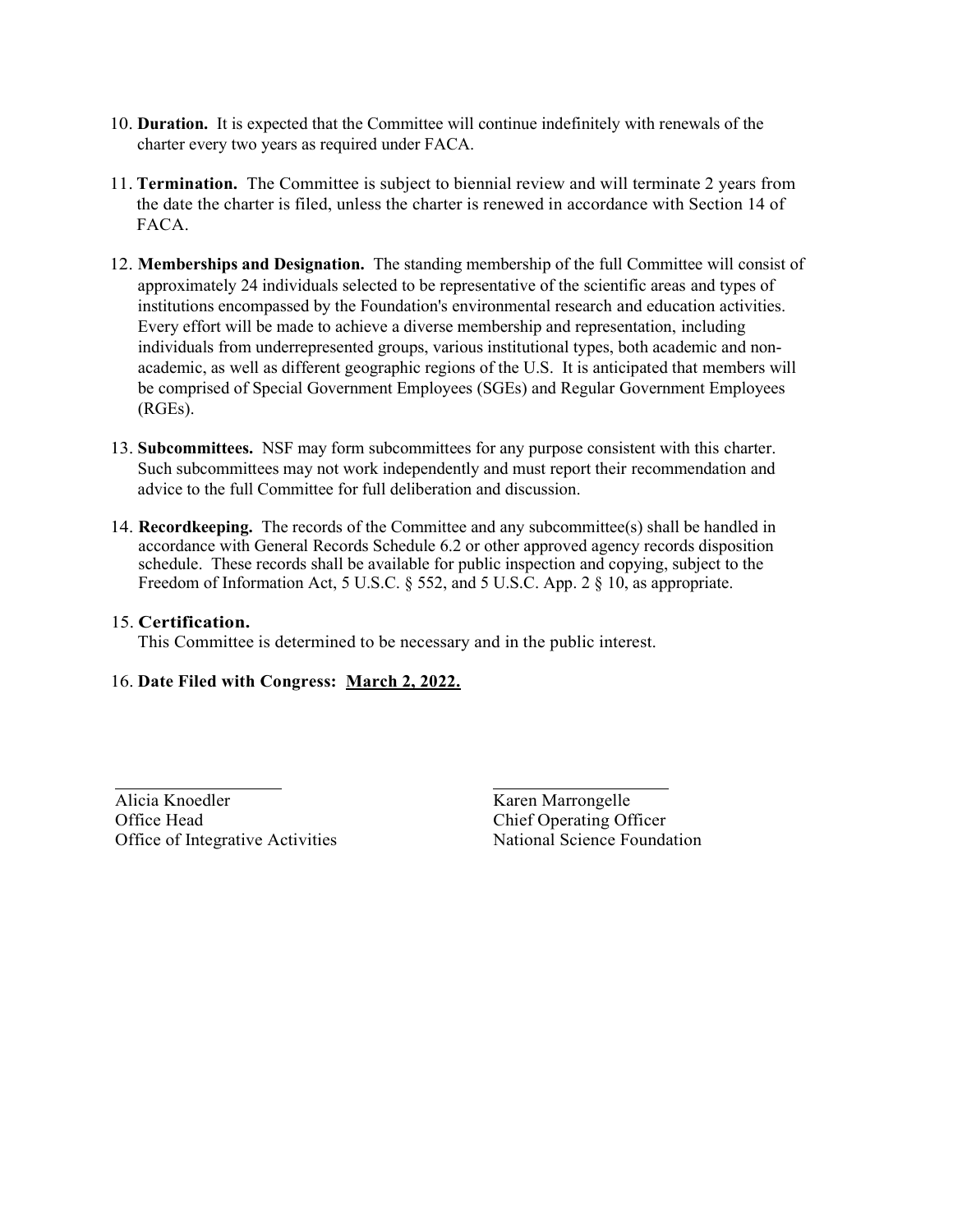10. **Duration.** It is expected that the Committee will continue indefinitely with renewals of the charter every two years as required under FACA.

11. **Termination.** The Committee is subject to biennial review and will terminate 2 years from the date the charter is filed, unless the charter is renewed in accordance with Section 14 of FACA.

12. **Memberships and Designation.** The standing membership of the full Committee will consist of approximately 24 individuals selected to be representative of the scientific areas and types of institutions encompassed by the Foundation's environmental research and education activities. Every effort will be made to achieve a diverse membership and representation, including individuals from underrepresented groups, various institutional types, both academic and non-academic, as well as different geographic regions of the U.S. It is anticipated that members will be comprised of Special Government Employees (SGEs) and Regular Government Employees (RGEs).

13. **Subcommittees.** NSF may form subcommittees for any purpose consistent with this charter. Such subcommittees may not work independently and must report their recommendation and advice to the full Committee for full deliberation and discussion.

14. **Recordkeeping.** The records of the Committee and any subcommittee(s) shall be handled in accordance with General Records Schedule 6.2 or other approved agency records disposition schedule. These records shall be available for public inspection and copying, subject to the Freedom of Information Act, 5 U.S.C. § 552, and 5 U.S.C. App. 2 § 10, as appropriate.

15. **Certification.**
    This Committee is determined to be necessary and in the public interest.

16. **Date Filed with Congress: March 2, 2022.**

Alicia Knoedler
Office Head
Office of Integrative Activities

Karen Marrongelle
Chief Operating Officer
National Science Foundation